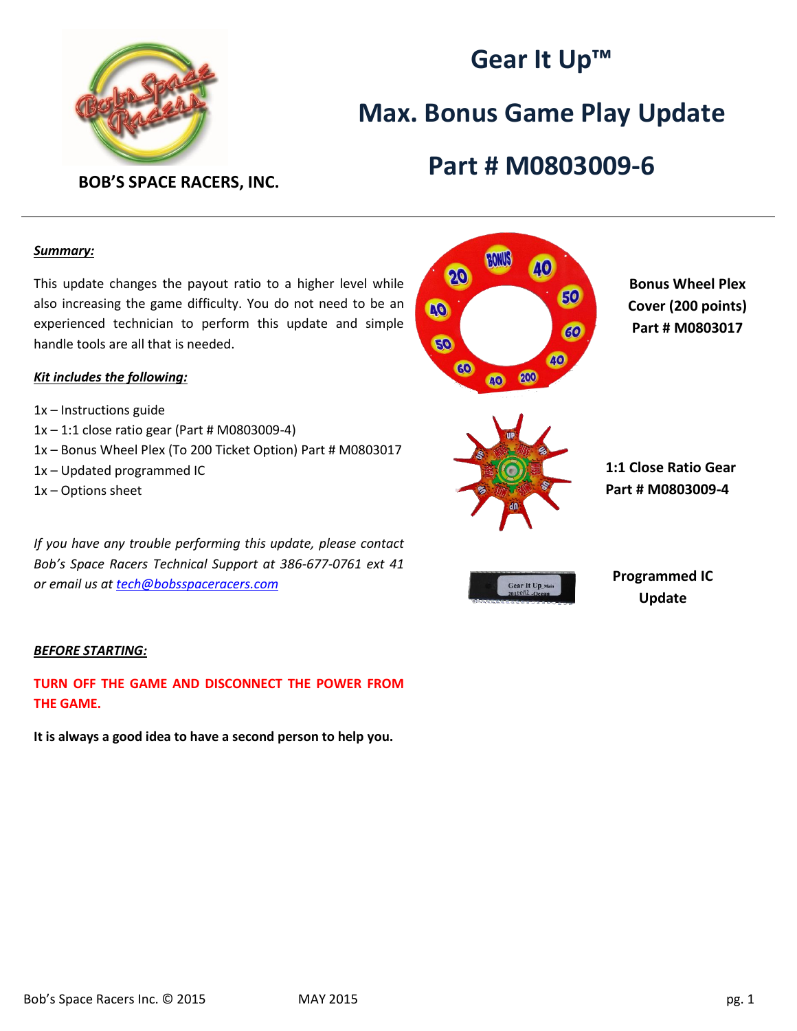# Gear It Up™

## Max. Bonus Game Play Update

## Part # M0803009-6

**BOB'S SPACE RACERS, INC.**

---

***Summary:***

This update changes the payout ratio to a higher level while also increasing the game difficulty. You do not need to be an experienced technician to perform this update and simple handle tools are all that is needed.

***Kit includes the following:***

1x – Instructions guide
1x – 1:1 close ratio gear (Part # M0803009-4)
1x – Bonus Wheel Plex (To 200 Ticket Option) Part # M0803017
1x – Updated programmed IC
1x – Options sheet

*If you have any trouble performing this update, please contact Bob's Space Racers Technical Support at 386-677-0761 ext 41 or email us at [tech@bobsspaceracers.com](mailto:tech@bobsspaceracers.com)*

**Bonus Wheel Plex Cover (200 points) Part # M0803017**

**1:1 Close Ratio Gear Part # M0803009-4**

**Programmed IC Update**

***BEFORE STARTING:***

**TURN OFF THE GAME AND DISCONNECT THE POWER FROM THE GAME.**

**It is always a good idea to have a second person to help you.**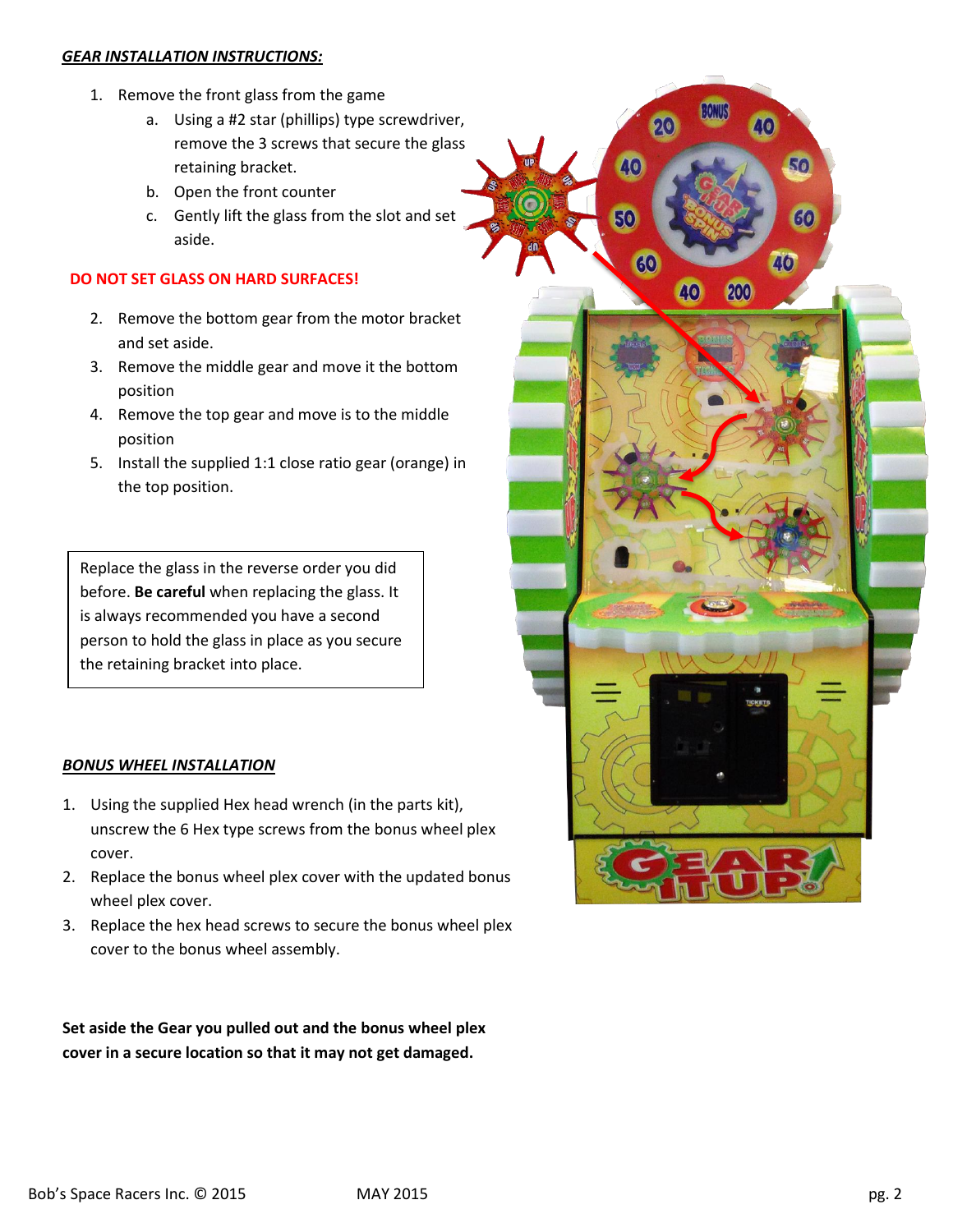***GEAR INSTALLATION INSTRUCTIONS:***

1. Remove the front glass from the game
   a. Using a #2 star (phillips) type screwdriver, remove the 3 screws that secure the glass retaining bracket.
   b. Open the front counter
   c. Gently lift the glass from the slot and set aside.

**DO NOT SET GLASS ON HARD SURFACES!**

2. Remove the bottom gear from the motor bracket and set aside.
3. Remove the middle gear and move it the bottom position
4. Remove the top gear and move is to the middle position
5. Install the supplied 1:1 close ratio gear (orange) in the top position.

Replace the glass in the reverse order you did before. **Be careful** when replacing the glass. It is always recommended you have a second person to hold the glass in place as you secure the retaining bracket into place.

***BONUS WHEEL INSTALLATION***

1. Using the supplied Hex head wrench (in the parts kit), unscrew the 6 Hex type screws from the bonus wheel plex cover.
2. Replace the bonus wheel plex cover with the updated bonus wheel plex cover.
3. Replace the hex head screws to secure the bonus wheel plex cover to the bonus wheel assembly.

**Set aside the Gear you pulled out and the bonus wheel plex cover in a secure location so that it may not get damaged.**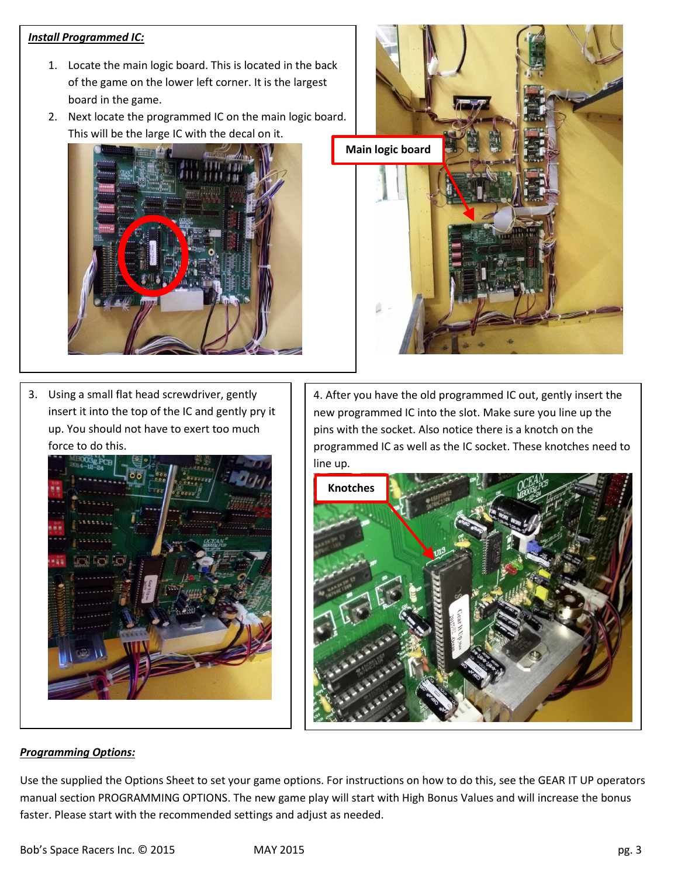***Install Programmed IC:***

1. Locate the main logic board. This is located in the back of the game on the lower left corner. It is the largest board in the game.
2. Next locate the programmed IC on the main logic board. This will be the large IC with the decal on it.

Main logic board

3. Using a small flat head screwdriver, gently insert it into the top of the IC and gently pry it up. You should not have to exert too much force to do this.

4. After you have the old programmed IC out, gently insert the new programmed IC into the slot. Make sure you line up the pins with the socket. Also notice there is a knotch on the programmed IC as well as the IC socket. These knotches need to line up.

Knotches

***Programming Options:***

Use the supplied the Options Sheet to set your game options. For instructions on how to do this, see the GEAR IT UP operators manual section PROGRAMMING OPTIONS. The new game play will start with High Bonus Values and will increase the bonus faster. Please start with the recommended settings and adjust as needed.

Bob's Space Racers Inc. © 2015 MAY 2015